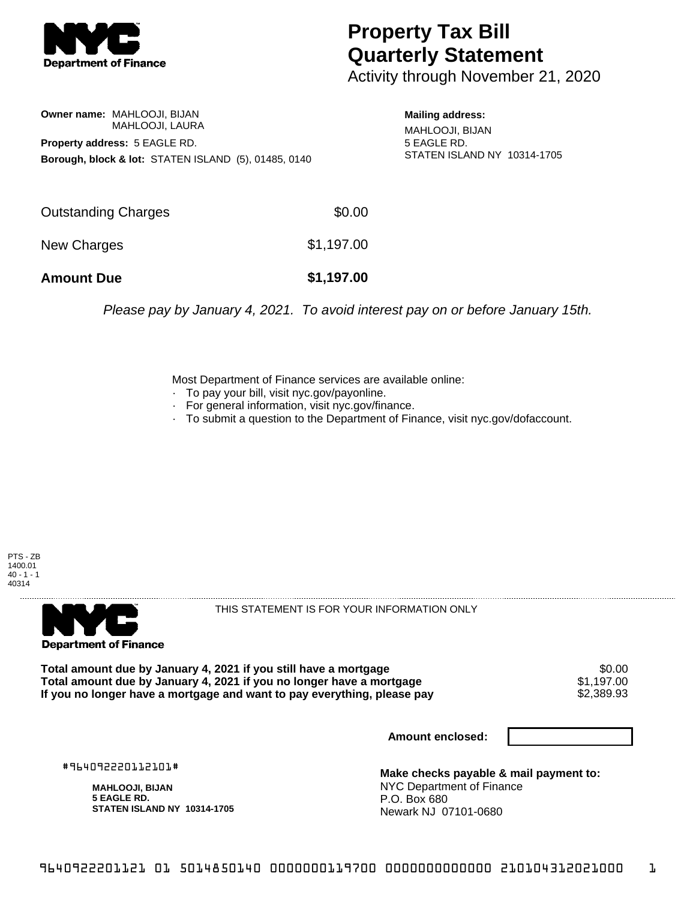# Property Tax Bill Quarterly Statement

Activity through November 21, 2020

**Owner name:** MAHLOOJI, BIJAN
MAHLOOJI, LAURA

**Property address:** 5 EAGLE RD.

**Borough, block & lot:** STATEN ISLAND (5), 01485, 0140

**Mailing address:**
MAHLOOJI, BIJAN
5 EAGLE RD.
STATEN ISLAND NY 10314-1705

| | |
|---|---|
| Outstanding Charges | $0.00 |
| New Charges | $1,197.00 |
| **Amount Due** | **$1,197.00** |

*Please pay by January 4, 2021. To avoid interest pay on or before January 15th.*

Most Department of Finance services are available online:

- To pay your bill, visit nyc.gov/payonline.
- For general information, visit nyc.gov/finance.
- To submit a question to the Department of Finance, visit nyc.gov/dofaccount.

PTS - ZB
1400.01
40 - 1 - 1
40314

THIS STATEMENT IS FOR YOUR INFORMATION ONLY

| | |
|---|---|
| **Total amount due by January 4, 2021 if you still have a mortgage** | $0.00 |
| **Total amount due by January 4, 2021 if you no longer have a mortgage** | $1,197.00 |
| **If you no longer have a mortgage and want to pay everything, please pay** | $2,389.93 |

**Amount enclosed:**

#964092220112101#

**MAHLOOJI, BIJAN**
**5 EAGLE RD.**
**STATEN ISLAND NY 10314-1705**

**Make checks payable & mail payment to:**
NYC Department of Finance
P.O. Box 680
Newark NJ 07101-0680

9640922201121 01 5014850140 0000000119700 0000000000000 210104312021000 1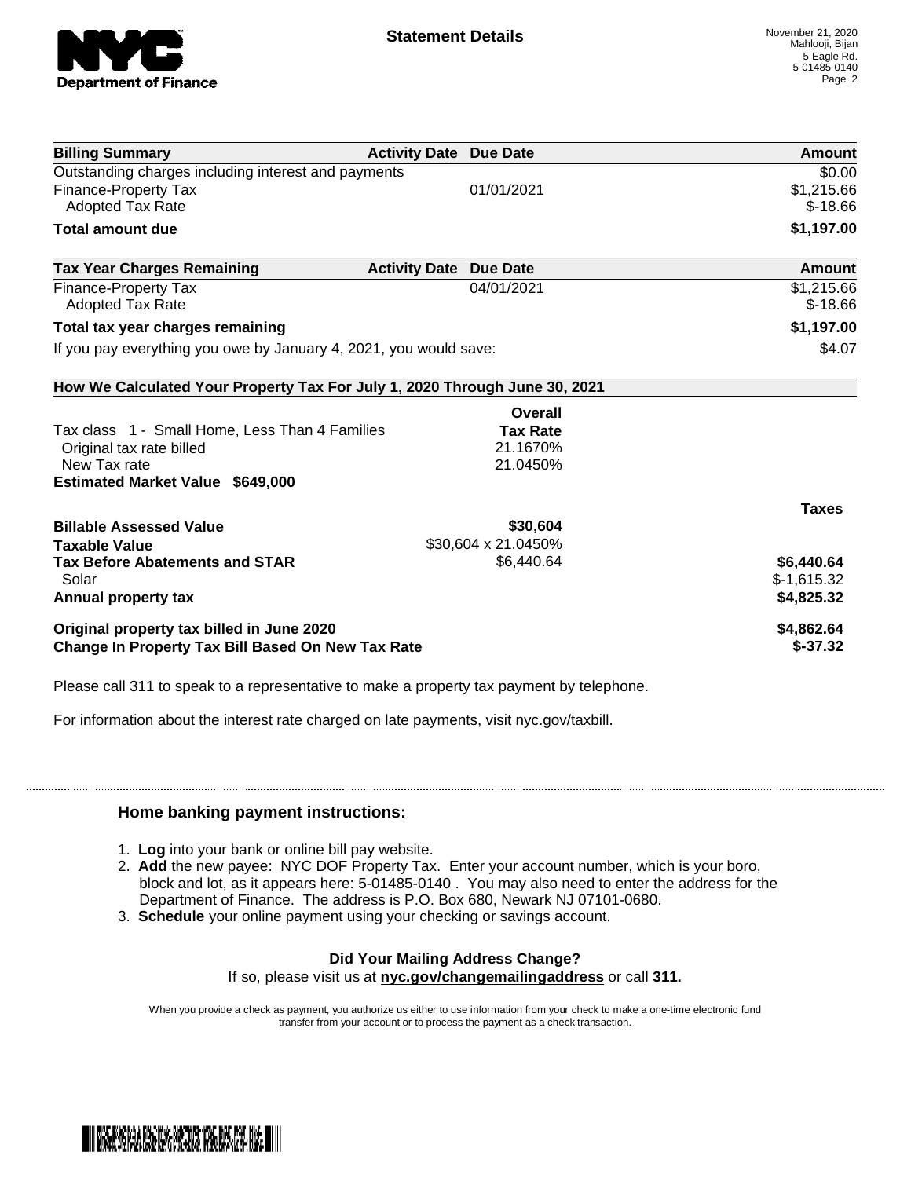# Statement Details

November 21, 2020
Mahlooji, Bijan
5 Eagle Rd.
5-01485-0140

| Billing Summary | Activity Date | Due Date | Amount |
|---|---|---|---|
| Outstanding charges including interest and payments | | | $0.00 |
| Finance-Property Tax | | 01/01/2021 | $1,215.66 |
| Adopted Tax Rate | | | $-18.66 |
| **Total amount due** | | | **$1,197.00** |

| Tax Year Charges Remaining | Activity Date | Due Date | Amount |
|---|---|---|---|
| Finance-Property Tax | | 04/01/2021 | $1,215.66 |
| Adopted Tax Rate | | | $-18.66 |
| **Total tax year charges remaining** | | | **$1,197.00** |
| If you pay everything you owe by January 4, 2021, you would save: | | | $4.07 |

## How We Calculated Your Property Tax For July 1, 2020 Through June 30, 2021

| | Overall Tax Rate | Taxes |
|---|---|---|
| Tax class 1 - Small Home, Less Than 4 Families | | |
| Original tax rate billed | 21.1670% | |
| New Tax rate | 21.0450% | |
| **Estimated Market Value $649,000** | | |
| **Billable Assessed Value** | **$30,604** | |
| **Taxable Value** | $30,604 x 21.0450% | |
| **Tax Before Abatements and STAR** | $6,440.64 | **$6,440.64** |
| Solar | | $-1,615.32 |
| **Annual property tax** | | **$4,825.32** |
| **Original property tax billed in June 2020** | | **$4,862.64** |
| **Change In Property Tax Bill Based On New Tax Rate** | | **$-37.32** |

Please call 311 to speak to a representative to make a property tax payment by telephone.

For information about the interest rate charged on late payments, visit nyc.gov/taxbill.

### Home banking payment instructions:

1. **Log** into your bank or online bill pay website.
2. **Add** the new payee: NYC DOF Property Tax. Enter your account number, which is your boro, block and lot, as it appears here: 5-01485-0140 . You may also need to enter the address for the Department of Finance. The address is P.O. Box 680, Newark NJ 07101-0680.
3. **Schedule** your online payment using your checking or savings account.

**Did Your Mailing Address Change?**
If so, please visit us at **nyc.gov/changemailingaddress** or call **311.**

When you provide a check as payment, you authorize us either to use information from your check to make a one-time electronic fund transfer from your account or to process the payment as a check transaction.